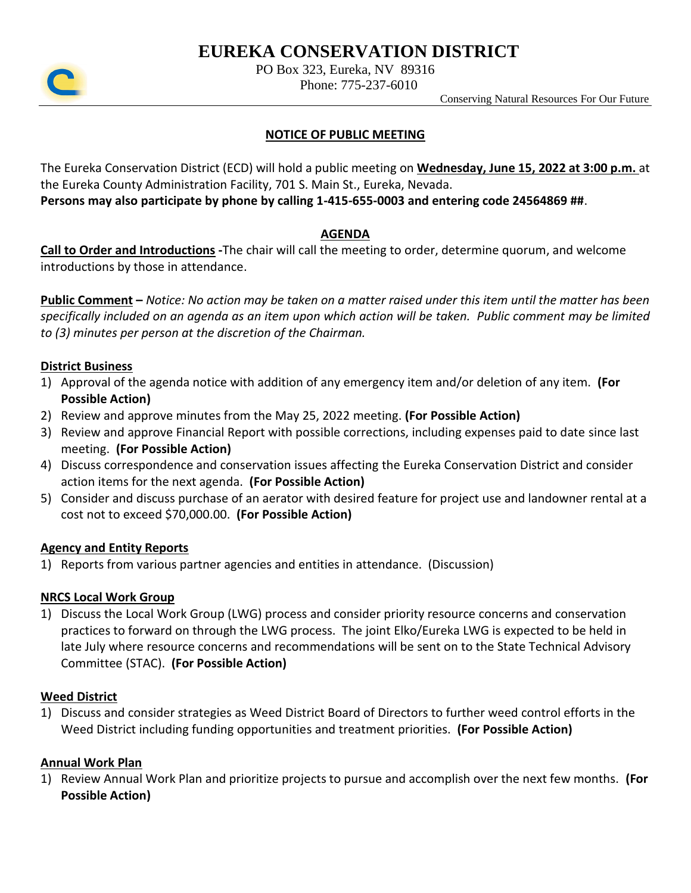# EUREKA CONSERVATION DISTRICT

PO Box 323, Eureka, NV 89316
Phone: 775-237-6010

Conserving Natural Resources For Our Future

## NOTICE OF PUBLIC MEETING

The Eureka Conservation District (ECD) will hold a public meeting on **Wednesday, June 15, 2022 at 3:00 p.m.** at the Eureka County Administration Facility, 701 S. Main St., Eureka, Nevada.
**Persons may also participate by phone by calling 1-415-655-0003 and entering code 24564869 ##**.

## AGENDA

**Call to Order and Introductions** **-**The chair will call the meeting to order, determine quorum, and welcome introductions by those in attendance.

**Public Comment** **–** *Notice: No action may be taken on a matter raised under this item until the matter has been specifically included on an agenda as an item upon which action will be taken. Public comment may be limited to (3) minutes per person at the discretion of the Chairman.*

### District Business

1) Approval of the agenda notice with addition of any emergency item and/or deletion of any item. **(For Possible Action)**
2) Review and approve minutes from the May 25, 2022 meeting. **(For Possible Action)**
3) Review and approve Financial Report with possible corrections, including expenses paid to date since last meeting. **(For Possible Action)**
4) Discuss correspondence and conservation issues affecting the Eureka Conservation District and consider action items for the next agenda. **(For Possible Action)**
5) Consider and discuss purchase of an aerator with desired feature for project use and landowner rental at a cost not to exceed $70,000.00. **(For Possible Action)**

### Agency and Entity Reports

1) Reports from various partner agencies and entities in attendance. (Discussion)

### NRCS Local Work Group

1) Discuss the Local Work Group (LWG) process and consider priority resource concerns and conservation practices to forward on through the LWG process. The joint Elko/Eureka LWG is expected to be held in late July where resource concerns and recommendations will be sent on to the State Technical Advisory Committee (STAC). **(For Possible Action)**

### Weed District

1) Discuss and consider strategies as Weed District Board of Directors to further weed control efforts in the Weed District including funding opportunities and treatment priorities. **(For Possible Action)**

### Annual Work Plan

1) Review Annual Work Plan and prioritize projects to pursue and accomplish over the next few months. **(For Possible Action)**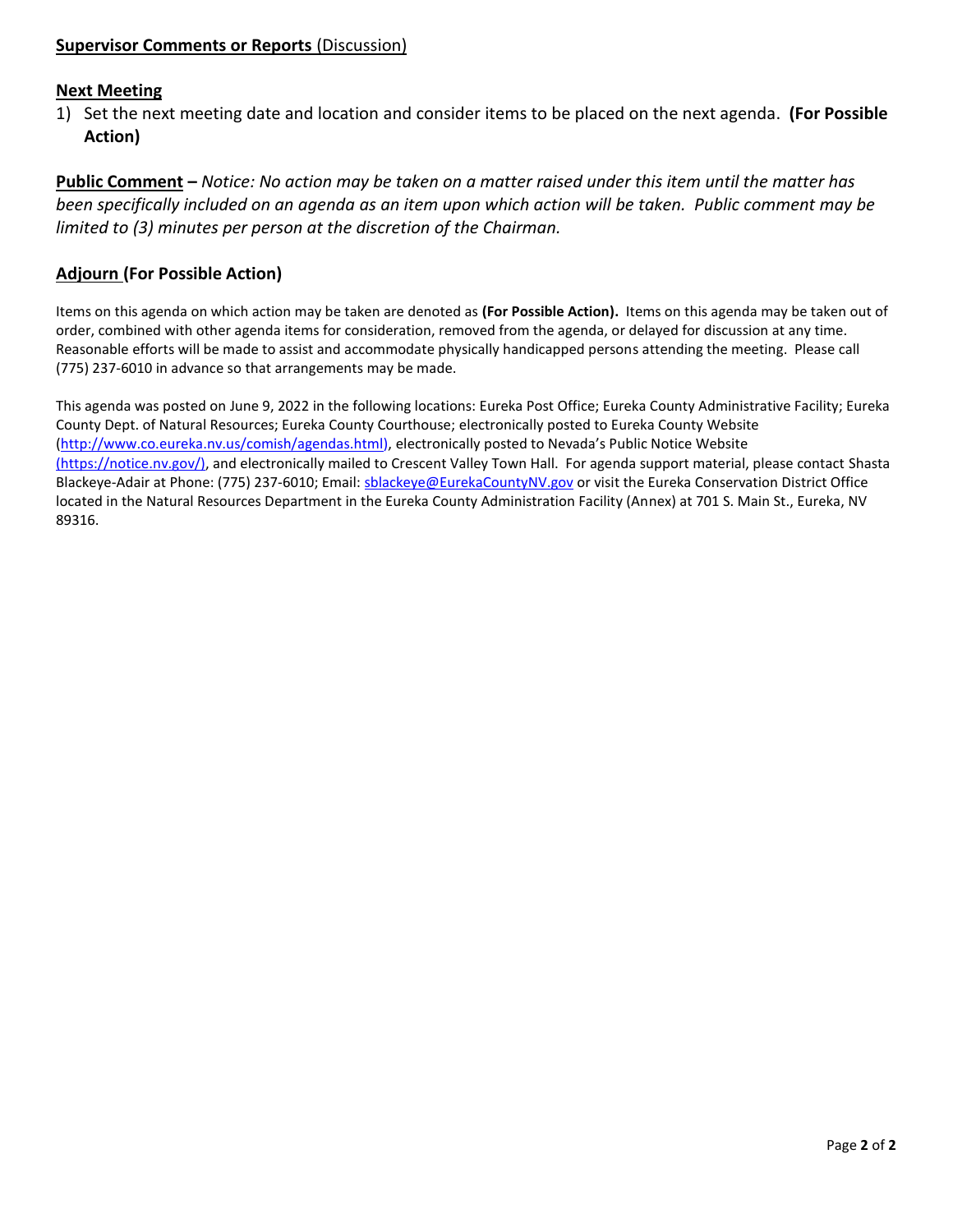**Supervisor Comments or Reports** (Discussion)

**Next Meeting**

1) Set the next meeting date and location and consider items to be placed on the next agenda. **(For Possible Action)**

**Public Comment** – *Notice: No action may be taken on a matter raised under this item until the matter has been specifically included on an agenda as an item upon which action will be taken. Public comment may be limited to (3) minutes per person at the discretion of the Chairman.*

**Adjourn (For Possible Action)**

Items on this agenda on which action may be taken are denoted as **(For Possible Action).** Items on this agenda may be taken out of order, combined with other agenda items for consideration, removed from the agenda, or delayed for discussion at any time. Reasonable efforts will be made to assist and accommodate physically handicapped persons attending the meeting. Please call (775) 237-6010 in advance so that arrangements may be made.

This agenda was posted on June 9, 2022 in the following locations: Eureka Post Office; Eureka County Administrative Facility; Eureka County Dept. of Natural Resources; Eureka County Courthouse; electronically posted to Eureka County Website (http://www.co.eureka.nv.us/comish/agendas.html), electronically posted to Nevada's Public Notice Website (https://notice.nv.gov/), and electronically mailed to Crescent Valley Town Hall. For agenda support material, please contact Shasta Blackeye-Adair at Phone: (775) 237-6010; Email: sblackeye@EurekaCountyNV.gov or visit the Eureka Conservation District Office located in the Natural Resources Department in the Eureka County Administration Facility (Annex) at 701 S. Main St., Eureka, NV 89316.